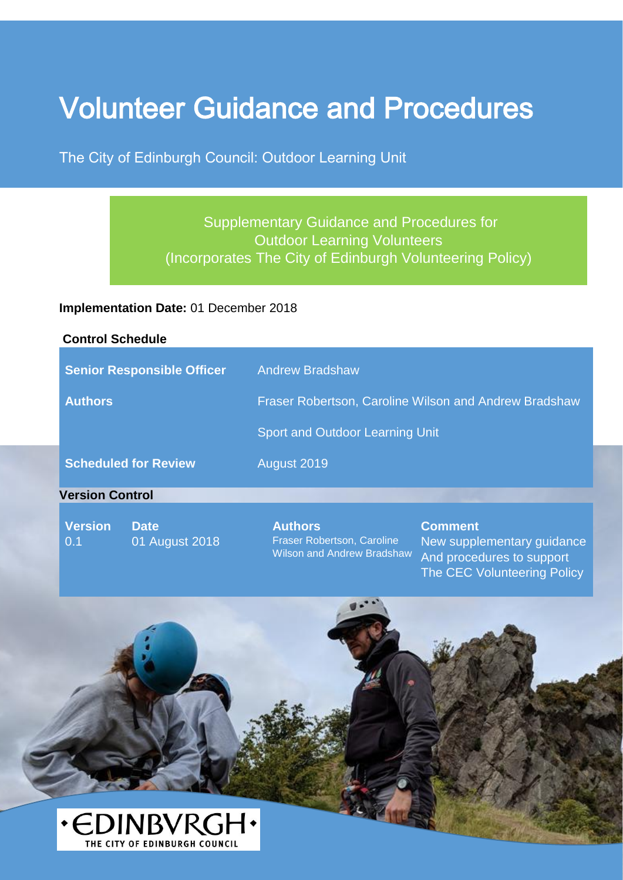# Volunteer Guidance and Procedures

The City of Edinburgh Council: Outdoor Learning Unit

Supplementary Guidance and Procedures for
Outdoor Learning Volunteers
(Incorporates The City of Edinburgh Volunteering Policy)

**Implementation Date:** 01 December 2018

**Control Schedule**

| | |
|---|---|
| **Senior Responsible Officer** | Andrew Bradshaw |
| **Authors** | Fraser Robertson, Caroline Wilson and Andrew Bradshaw |
| | Sport and Outdoor Learning Unit |
| **Scheduled for Review** | August 2019 |

**Version Control**

| Version | Date | Authors | Comment |
|---|---|---|---|
| 0.1 | 01 August 2018 | Fraser Robertson, Caroline Wilson and Andrew Bradshaw | New supplementary guidance And procedures to support The CEC Volunteering Policy |

EDINBVRGH
THE CITY OF EDINBURGH COUNCIL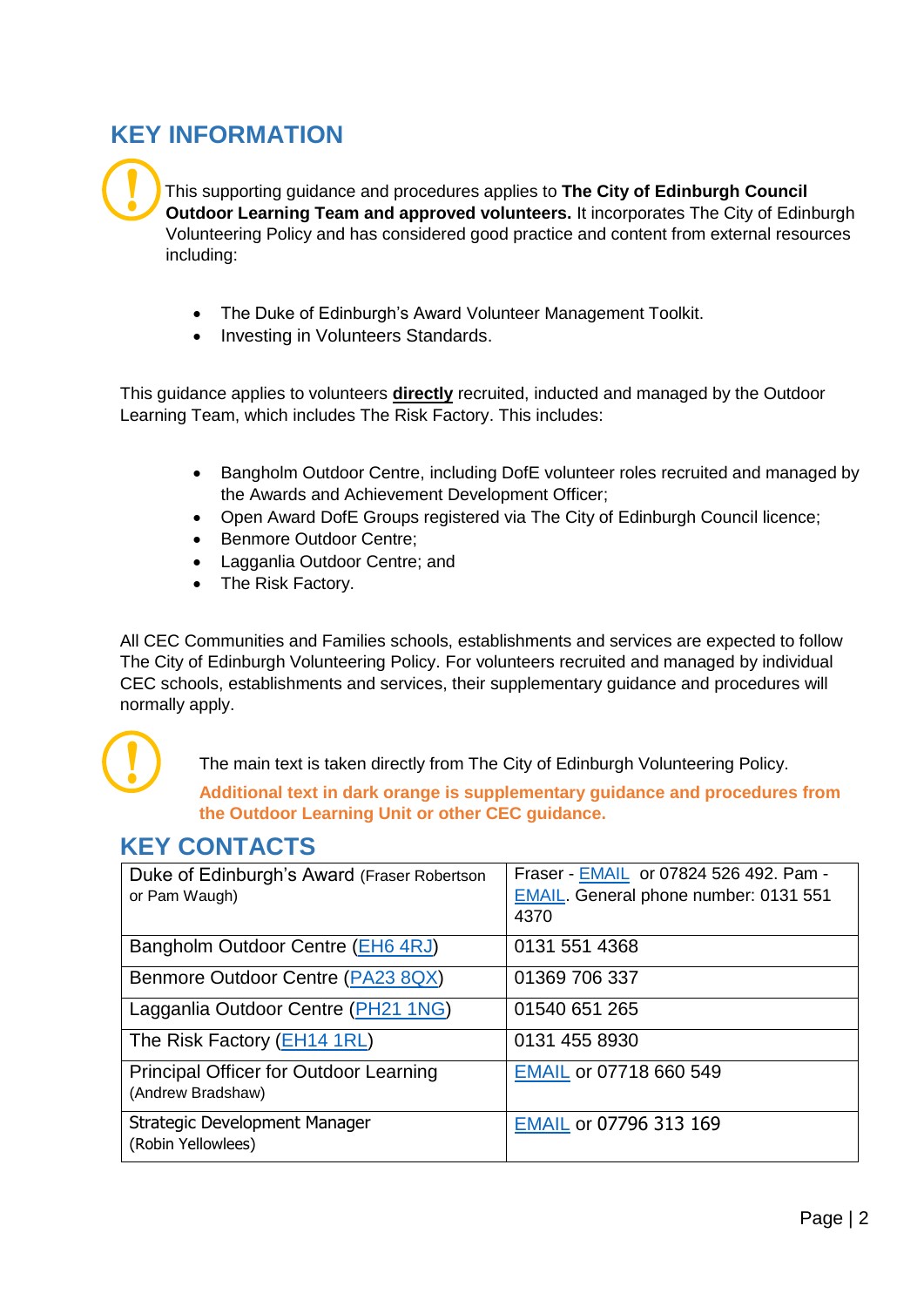## KEY INFORMATION

This supporting guidance and procedures applies to **The City of Edinburgh Council Outdoor Learning Team and approved volunteers.** It incorporates The City of Edinburgh Volunteering Policy and has considered good practice and content from external resources including:

- The Duke of Edinburgh's Award Volunteer Management Toolkit.
- Investing in Volunteers Standards.

This guidance applies to volunteers **directly** recruited, inducted and managed by the Outdoor Learning Team, which includes The Risk Factory. This includes:

- Bangholm Outdoor Centre, including DofE volunteer roles recruited and managed by the Awards and Achievement Development Officer;
- Open Award DofE Groups registered via The City of Edinburgh Council licence;
- Benmore Outdoor Centre;
- Lagganlia Outdoor Centre; and
- The Risk Factory.

All CEC Communities and Families schools, establishments and services are expected to follow The City of Edinburgh Volunteering Policy. For volunteers recruited and managed by individual CEC schools, establishments and services, their supplementary guidance and procedures will normally apply.

The main text is taken directly from The City of Edinburgh Volunteering Policy.

**Additional text in dark orange is supplementary guidance and procedures from the Outdoor Learning Unit or other CEC guidance.**

## KEY CONTACTS

| Contact | Details |
|---|---|
| Duke of Edinburgh's Award (Fraser Robertson or Pam Waugh) | Fraser - EMAIL or 07824 526 492. Pam - EMAIL. General phone number: 0131 551 4370 |
| Bangholm Outdoor Centre (EH6 4RJ) | 0131 551 4368 |
| Benmore Outdoor Centre (PA23 8QX) | 01369 706 337 |
| Lagganlia Outdoor Centre (PH21 1NG) | 01540 651 265 |
| The Risk Factory (EH14 1RL) | 0131 455 8930 |
| Principal Officer for Outdoor Learning (Andrew Bradshaw) | EMAIL or 07718 660 549 |
| Strategic Development Manager (Robin Yellowlees) | EMAIL or 07796 313 169 |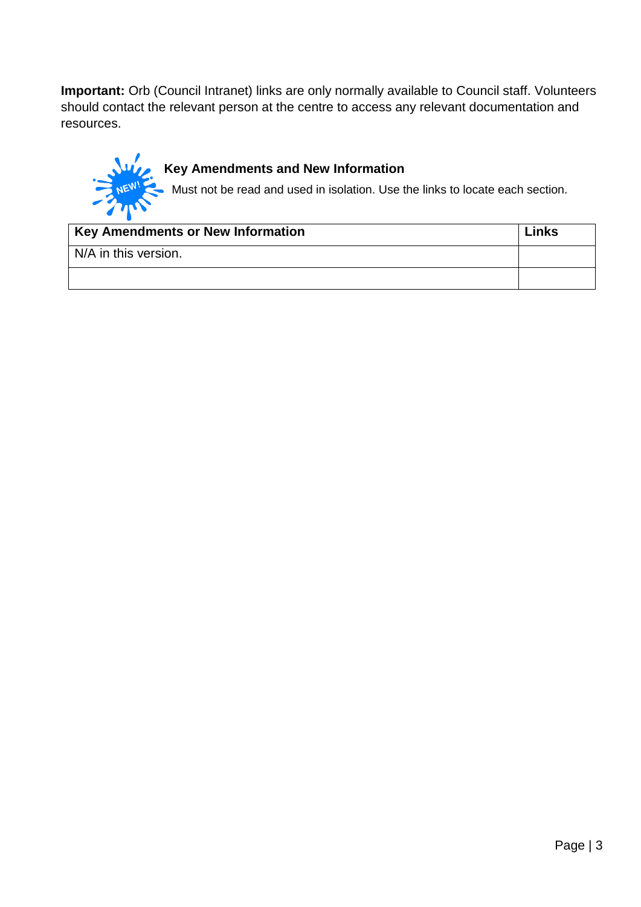**Important:** Orb (Council Intranet) links are only normally available to Council staff. Volunteers should contact the relevant person at the centre to access any relevant documentation and resources.

### Key Amendments and New Information

Must not be read and used in isolation. Use the links to locate each section.

| Key Amendments or New Information | Links |
|---|---|
| N/A in this version. | |
| | |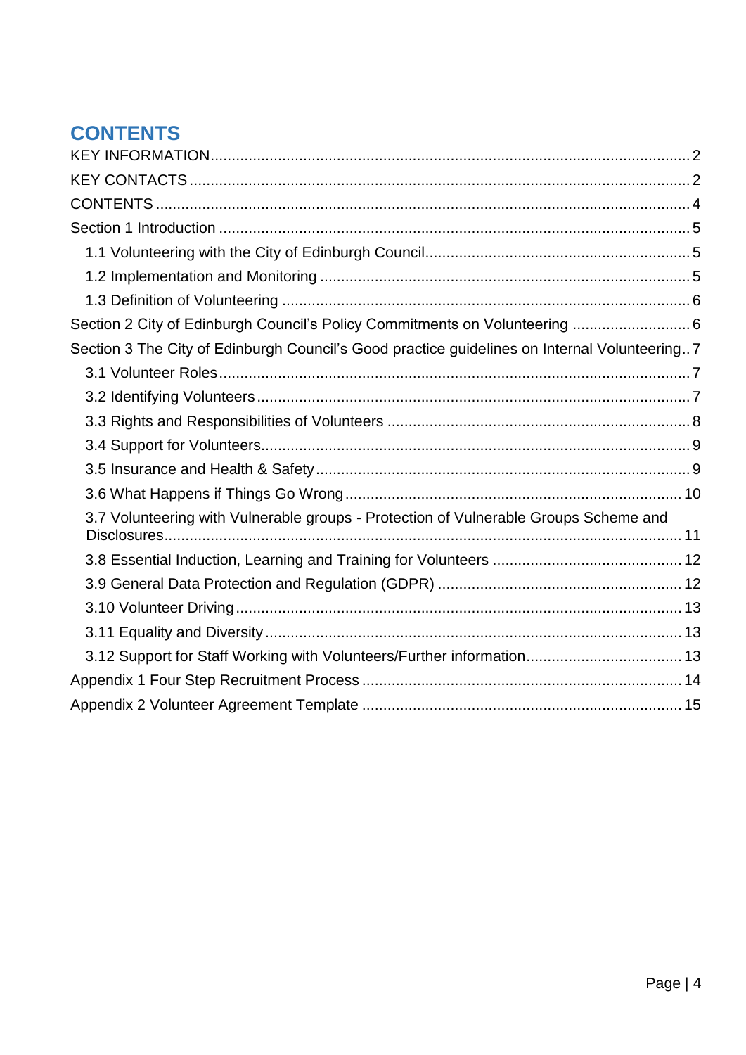# CONTENTS

KEY INFORMATION ..... 2
KEY CONTACTS ..... 2
CONTENTS ..... 4
Section 1 Introduction ..... 5
  1.1 Volunteering with the City of Edinburgh Council ..... 5
  1.2 Implementation and Monitoring ..... 5
  1.3 Definition of Volunteering ..... 6
Section 2 City of Edinburgh Council's Policy Commitments on Volunteering ..... 6
Section 3 The City of Edinburgh Council's Good practice guidelines on Internal Volunteering ..... 7
  3.1 Volunteer Roles ..... 7
  3.2 Identifying Volunteers ..... 7
  3.3 Rights and Responsibilities of Volunteers ..... 8
  3.4 Support for Volunteers ..... 9
  3.5 Insurance and Health & Safety ..... 9
  3.6 What Happens if Things Go Wrong ..... 10
  3.7 Volunteering with Vulnerable groups - Protection of Vulnerable Groups Scheme and Disclosures ..... 11
  3.8 Essential Induction, Learning and Training for Volunteers ..... 12
  3.9 General Data Protection and Regulation (GDPR) ..... 12
  3.10 Volunteer Driving ..... 13
  3.11 Equality and Diversity ..... 13
  3.12 Support for Staff Working with Volunteers/Further information ..... 13
Appendix 1 Four Step Recruitment Process ..... 14
Appendix 2 Volunteer Agreement Template ..... 15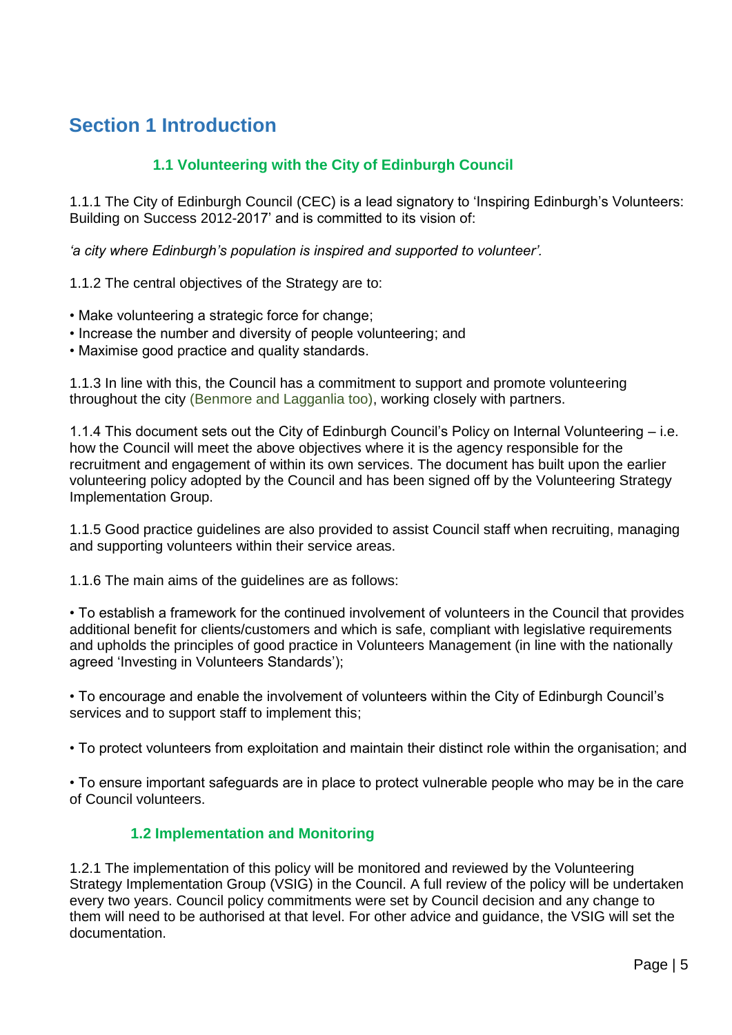# Section 1 Introduction

## 1.1 Volunteering with the City of Edinburgh Council

1.1.1 The City of Edinburgh Council (CEC) is a lead signatory to 'Inspiring Edinburgh's Volunteers: Building on Success 2012-2017' and is committed to its vision of:

*'a city where Edinburgh's population is inspired and supported to volunteer'.*

1.1.2 The central objectives of the Strategy are to:

- Make volunteering a strategic force for change;
- Increase the number and diversity of people volunteering; and
- Maximise good practice and quality standards.

1.1.3 In line with this, the Council has a commitment to support and promote volunteering throughout the city (Benmore and Lagganlia too), working closely with partners.

1.1.4 This document sets out the City of Edinburgh Council's Policy on Internal Volunteering – i.e. how the Council will meet the above objectives where it is the agency responsible for the recruitment and engagement of within its own services. The document has built upon the earlier volunteering policy adopted by the Council and has been signed off by the Volunteering Strategy Implementation Group.

1.1.5 Good practice guidelines are also provided to assist Council staff when recruiting, managing and supporting volunteers within their service areas.

1.1.6 The main aims of the guidelines are as follows:

- To establish a framework for the continued involvement of volunteers in the Council that provides additional benefit for clients/customers and which is safe, compliant with legislative requirements and upholds the principles of good practice in Volunteers Management (in line with the nationally agreed 'Investing in Volunteers Standards');

- To encourage and enable the involvement of volunteers within the City of Edinburgh Council's services and to support staff to implement this;

- To protect volunteers from exploitation and maintain their distinct role within the organisation; and

- To ensure important safeguards are in place to protect vulnerable people who may be in the care of Council volunteers.

## 1.2 Implementation and Monitoring

1.2.1 The implementation of this policy will be monitored and reviewed by the Volunteering Strategy Implementation Group (VSIG) in the Council. A full review of the policy will be undertaken every two years. Council policy commitments were set by Council decision and any change to them will need to be authorised at that level. For other advice and guidance, the VSIG will set the documentation.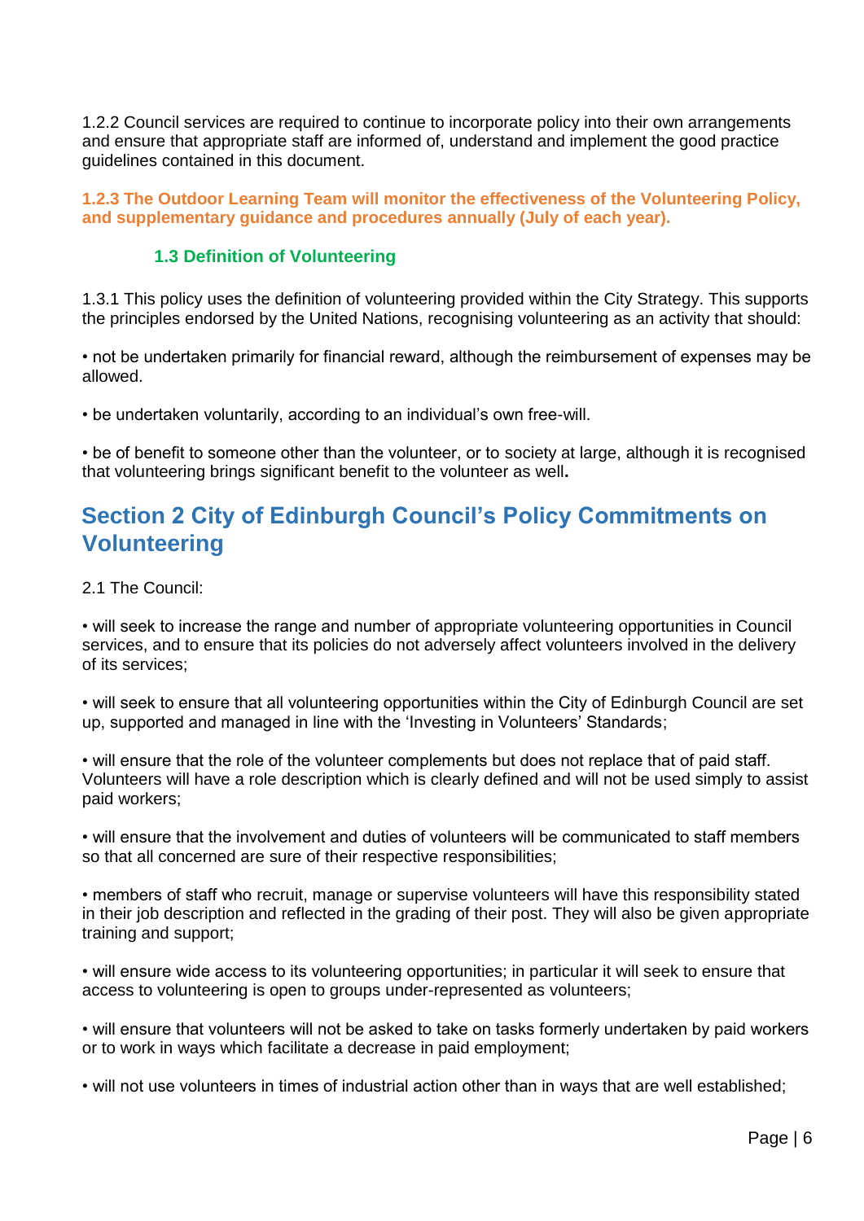1.2.2 Council services are required to continue to incorporate policy into their own arrangements and ensure that appropriate staff are informed of, understand and implement the good practice guidelines contained in this document.

**1.2.3 The Outdoor Learning Team will monitor the effectiveness of the Volunteering Policy, and supplementary guidance and procedures annually (July of each year).**

### 1.3 Definition of Volunteering

1.3.1 This policy uses the definition of volunteering provided within the City Strategy. This supports the principles endorsed by the United Nations, recognising volunteering as an activity that should:

• not be undertaken primarily for financial reward, although the reimbursement of expenses may be allowed.

• be undertaken voluntarily, according to an individual's own free-will.

• be of benefit to someone other than the volunteer, or to society at large, although it is recognised that volunteering brings significant benefit to the volunteer as well**.**

## Section 2 City of Edinburgh Council's Policy Commitments on Volunteering

2.1 The Council:

• will seek to increase the range and number of appropriate volunteering opportunities in Council services, and to ensure that its policies do not adversely affect volunteers involved in the delivery of its services;

• will seek to ensure that all volunteering opportunities within the City of Edinburgh Council are set up, supported and managed in line with the 'Investing in Volunteers' Standards;

• will ensure that the role of the volunteer complements but does not replace that of paid staff. Volunteers will have a role description which is clearly defined and will not be used simply to assist paid workers;

• will ensure that the involvement and duties of volunteers will be communicated to staff members so that all concerned are sure of their respective responsibilities;

• members of staff who recruit, manage or supervise volunteers will have this responsibility stated in their job description and reflected in the grading of their post. They will also be given appropriate training and support;

• will ensure wide access to its volunteering opportunities; in particular it will seek to ensure that access to volunteering is open to groups under-represented as volunteers;

• will ensure that volunteers will not be asked to take on tasks formerly undertaken by paid workers or to work in ways which facilitate a decrease in paid employment;

• will not use volunteers in times of industrial action other than in ways that are well established;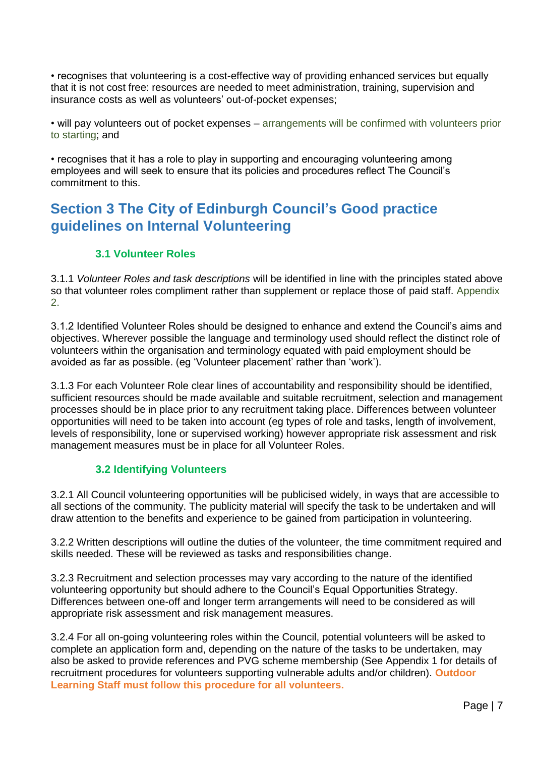• recognises that volunteering is a cost-effective way of providing enhanced services but equally that it is not cost free: resources are needed to meet administration, training, supervision and insurance costs as well as volunteers' out-of-pocket expenses;

• will pay volunteers out of pocket expenses – arrangements will be confirmed with volunteers prior to starting; and

• recognises that it has a role to play in supporting and encouraging volunteering among employees and will seek to ensure that its policies and procedures reflect The Council's commitment to this.

## Section 3 The City of Edinburgh Council's Good practice guidelines on Internal Volunteering

### 3.1 Volunteer Roles

3.1.1 *Volunteer Roles and task descriptions* will be identified in line with the principles stated above so that volunteer roles compliment rather than supplement or replace those of paid staff. Appendix 2.

3.1.2 Identified Volunteer Roles should be designed to enhance and extend the Council's aims and objectives. Wherever possible the language and terminology used should reflect the distinct role of volunteers within the organisation and terminology equated with paid employment should be avoided as far as possible. (eg 'Volunteer placement' rather than 'work').

3.1.3 For each Volunteer Role clear lines of accountability and responsibility should be identified, sufficient resources should be made available and suitable recruitment, selection and management processes should be in place prior to any recruitment taking place. Differences between volunteer opportunities will need to be taken into account (eg types of role and tasks, length of involvement, levels of responsibility, lone or supervised working) however appropriate risk assessment and risk management measures must be in place for all Volunteer Roles.

### 3.2 Identifying Volunteers

3.2.1 All Council volunteering opportunities will be publicised widely, in ways that are accessible to all sections of the community. The publicity material will specify the task to be undertaken and will draw attention to the benefits and experience to be gained from participation in volunteering.

3.2.2 Written descriptions will outline the duties of the volunteer, the time commitment required and skills needed. These will be reviewed as tasks and responsibilities change.

3.2.3 Recruitment and selection processes may vary according to the nature of the identified volunteering opportunity but should adhere to the Council's Equal Opportunities Strategy. Differences between one-off and longer term arrangements will need to be considered as will appropriate risk assessment and risk management measures.

3.2.4 For all on-going volunteering roles within the Council, potential volunteers will be asked to complete an application form and, depending on the nature of the tasks to be undertaken, may also be asked to provide references and PVG scheme membership (See Appendix 1 for details of recruitment procedures for volunteers supporting vulnerable adults and/or children). **Outdoor Learning Staff must follow this procedure for all volunteers.**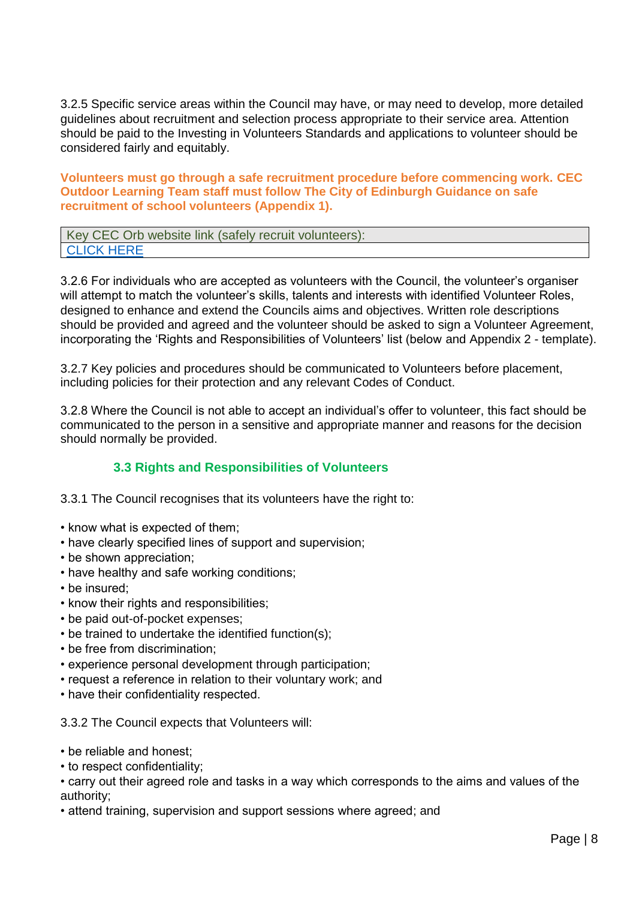3.2.5 Specific service areas within the Council may have, or may need to develop, more detailed guidelines about recruitment and selection process appropriate to their service area. Attention should be paid to the Investing in Volunteers Standards and applications to volunteer should be considered fairly and equitably.

**Volunteers must go through a safe recruitment procedure before commencing work. CEC Outdoor Learning Team staff must follow The City of Edinburgh Guidance on safe recruitment of school volunteers (Appendix 1).**

| Key CEC Orb website link (safely recruit volunteers): |
| --- |
| CLICK HERE |

3.2.6 For individuals who are accepted as volunteers with the Council, the volunteer's organiser will attempt to match the volunteer's skills, talents and interests with identified Volunteer Roles, designed to enhance and extend the Councils aims and objectives. Written role descriptions should be provided and agreed and the volunteer should be asked to sign a Volunteer Agreement, incorporating the 'Rights and Responsibilities of Volunteers' list (below and Appendix 2 - template).

3.2.7 Key policies and procedures should be communicated to Volunteers before placement, including policies for their protection and any relevant Codes of Conduct.

3.2.8 Where the Council is not able to accept an individual's offer to volunteer, this fact should be communicated to the person in a sensitive and appropriate manner and reasons for the decision should normally be provided.

### 3.3 Rights and Responsibilities of Volunteers

3.3.1 The Council recognises that its volunteers have the right to:

- know what is expected of them;
- have clearly specified lines of support and supervision;
- be shown appreciation;
- have healthy and safe working conditions;
- be insured;
- know their rights and responsibilities;
- be paid out-of-pocket expenses;
- be trained to undertake the identified function(s);
- be free from discrimination;
- experience personal development through participation;
- request a reference in relation to their voluntary work; and
- have their confidentiality respected.

3.3.2 The Council expects that Volunteers will:

- be reliable and honest;
- to respect confidentiality;
- carry out their agreed role and tasks in a way which corresponds to the aims and values of the authority;
- attend training, supervision and support sessions where agreed; and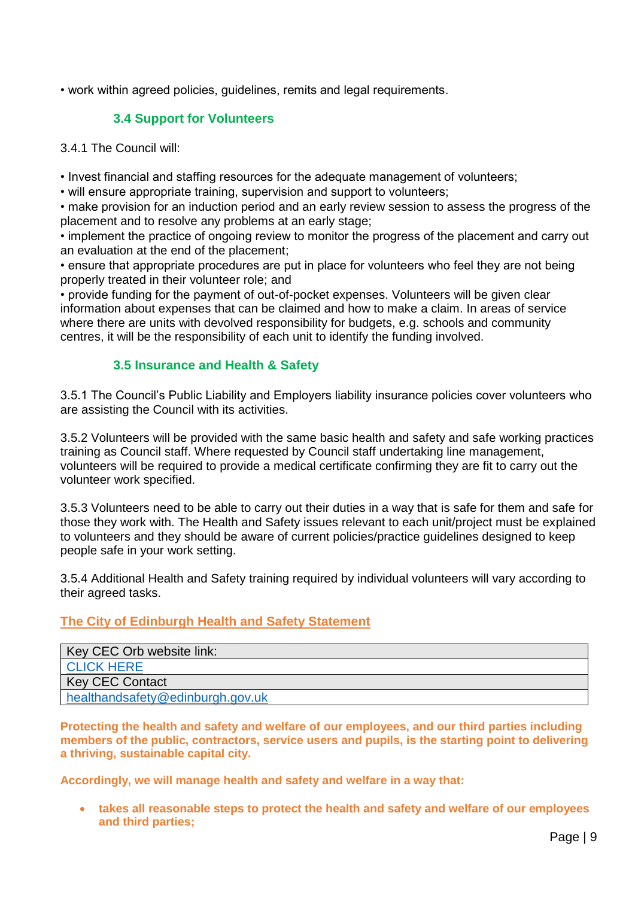• work within agreed policies, guidelines, remits and legal requirements.

### 3.4 Support for Volunteers

3.4.1 The Council will:

• Invest financial and staffing resources for the adequate management of volunteers;
• will ensure appropriate training, supervision and support to volunteers;
• make provision for an induction period and an early review session to assess the progress of the placement and to resolve any problems at an early stage;
• implement the practice of ongoing review to monitor the progress of the placement and carry out an evaluation at the end of the placement;
• ensure that appropriate procedures are put in place for volunteers who feel they are not being properly treated in their volunteer role; and
• provide funding for the payment of out-of-pocket expenses. Volunteers will be given clear information about expenses that can be claimed and how to make a claim. In areas of service where there are units with devolved responsibility for budgets, e.g. schools and community centres, it will be the responsibility of each unit to identify the funding involved.

### 3.5 Insurance and Health & Safety

3.5.1 The Council's Public Liability and Employers liability insurance policies cover volunteers who are assisting the Council with its activities.

3.5.2 Volunteers will be provided with the same basic health and safety and safe working practices training as Council staff. Where requested by Council staff undertaking line management, volunteers will be required to provide a medical certificate confirming they are fit to carry out the volunteer work specified.

3.5.3 Volunteers need to be able to carry out their duties in a way that is safe for them and safe for those they work with. The Health and Safety issues relevant to each unit/project must be explained to volunteers and they should be aware of current policies/practice guidelines designed to keep people safe in your work setting.

3.5.4 Additional Health and Safety training required by individual volunteers will vary according to their agreed tasks.

**The City of Edinburgh Health and Safety Statement**

| Key CEC Orb website link: |
|---|
| CLICK HERE |
| Key CEC Contact |
| healthandsafety@edinburgh.gov.uk |

**Protecting the health and safety and welfare of our employees, and our third parties including members of the public, contractors, service users and pupils, is the starting point to delivering a thriving, sustainable capital city.**

**Accordingly, we will manage health and safety and welfare in a way that:**

- **takes all reasonable steps to protect the health and safety and welfare of our employees and third parties;**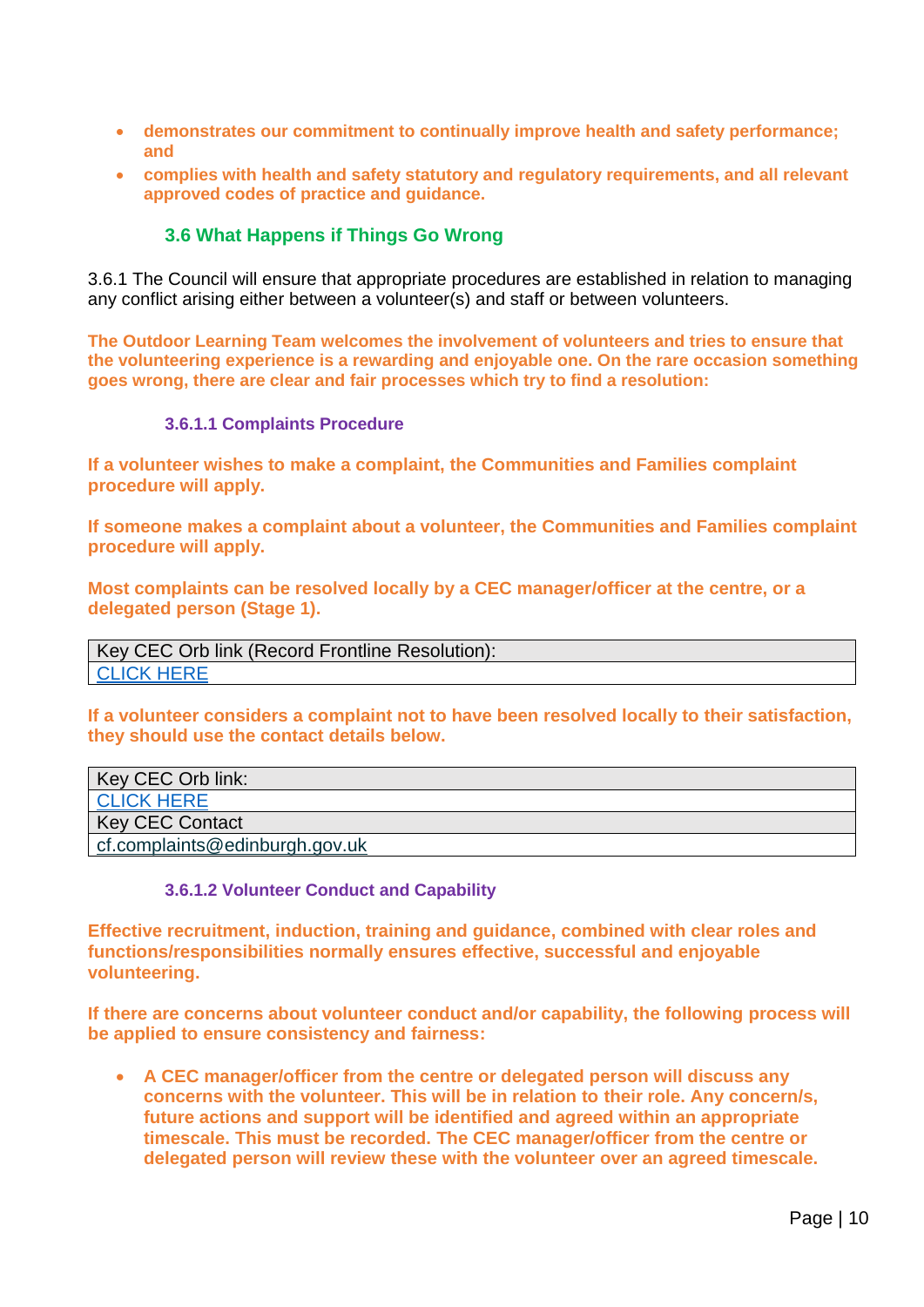- **demonstrates our commitment to continually improve health and safety performance; and**
- **complies with health and safety statutory and regulatory requirements, and all relevant approved codes of practice and guidance.**

### 3.6 What Happens if Things Go Wrong

3.6.1 The Council will ensure that appropriate procedures are established in relation to managing any conflict arising either between a volunteer(s) and staff or between volunteers.

**The Outdoor Learning Team welcomes the involvement of volunteers and tries to ensure that the volunteering experience is a rewarding and enjoyable one. On the rare occasion something goes wrong, there are clear and fair processes which try to find a resolution:**

#### 3.6.1.1 Complaints Procedure

**If a volunteer wishes to make a complaint, the Communities and Families complaint procedure will apply.**

**If someone makes a complaint about a volunteer, the Communities and Families complaint procedure will apply.**

**Most complaints can be resolved locally by a CEC manager/officer at the centre, or a delegated person (Stage 1).**

| Key CEC Orb link (Record Frontline Resolution): |
|---|
| CLICK HERE |

**If a volunteer considers a complaint not to have been resolved locally to their satisfaction, they should use the contact details below.**

| Key CEC Orb link: |
|---|
| CLICK HERE |
| Key CEC Contact |
| cf.complaints@edinburgh.gov.uk |

#### 3.6.1.2 Volunteer Conduct and Capability

**Effective recruitment, induction, training and guidance, combined with clear roles and functions/responsibilities normally ensures effective, successful and enjoyable volunteering.**

**If there are concerns about volunteer conduct and/or capability, the following process will be applied to ensure consistency and fairness:**

- **A CEC manager/officer from the centre or delegated person will discuss any concerns with the volunteer. This will be in relation to their role. Any concern/s, future actions and support will be identified and agreed within an appropriate timescale. This must be recorded. The CEC manager/officer from the centre or delegated person will review these with the volunteer over an agreed timescale.**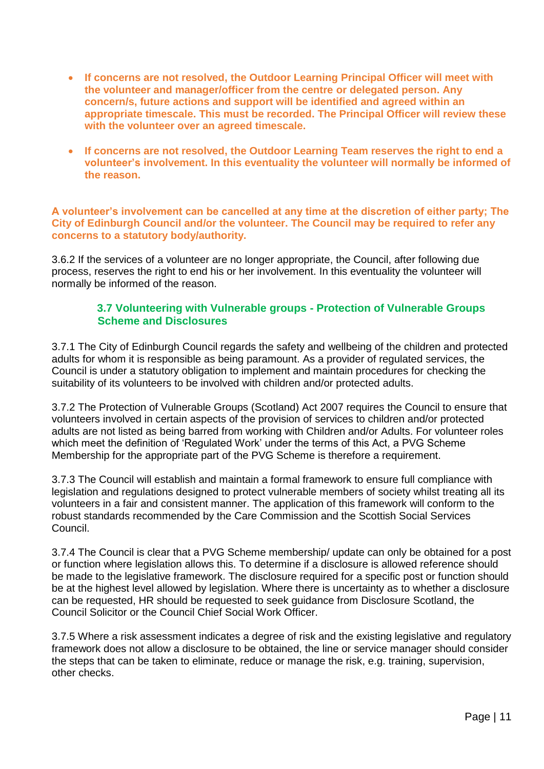- **If concerns are not resolved, the Outdoor Learning Principal Officer will meet with the volunteer and manager/officer from the centre or delegated person. Any concern/s, future actions and support will be identified and agreed within an appropriate timescale. This must be recorded. The Principal Officer will review these with the volunteer over an agreed timescale.**

- **If concerns are not resolved, the Outdoor Learning Team reserves the right to end a volunteer's involvement. In this eventuality the volunteer will normally be informed of the reason.**

**A volunteer's involvement can be cancelled at any time at the discretion of either party; The City of Edinburgh Council and/or the volunteer. The Council may be required to refer any concerns to a statutory body/authority.**

3.6.2 If the services of a volunteer are no longer appropriate, the Council, after following due process, reserves the right to end his or her involvement. In this eventuality the volunteer will normally be informed of the reason.

### 3.7 Volunteering with Vulnerable groups - Protection of Vulnerable Groups Scheme and Disclosures

3.7.1 The City of Edinburgh Council regards the safety and wellbeing of the children and protected adults for whom it is responsible as being paramount. As a provider of regulated services, the Council is under a statutory obligation to implement and maintain procedures for checking the suitability of its volunteers to be involved with children and/or protected adults.

3.7.2 The Protection of Vulnerable Groups (Scotland) Act 2007 requires the Council to ensure that volunteers involved in certain aspects of the provision of services to children and/or protected adults are not listed as being barred from working with Children and/or Adults. For volunteer roles which meet the definition of 'Regulated Work' under the terms of this Act, a PVG Scheme Membership for the appropriate part of the PVG Scheme is therefore a requirement.

3.7.3 The Council will establish and maintain a formal framework to ensure full compliance with legislation and regulations designed to protect vulnerable members of society whilst treating all its volunteers in a fair and consistent manner. The application of this framework will conform to the robust standards recommended by the Care Commission and the Scottish Social Services Council.

3.7.4 The Council is clear that a PVG Scheme membership/ update can only be obtained for a post or function where legislation allows this. To determine if a disclosure is allowed reference should be made to the legislative framework. The disclosure required for a specific post or function should be at the highest level allowed by legislation. Where there is uncertainty as to whether a disclosure can be requested, HR should be requested to seek guidance from Disclosure Scotland, the Council Solicitor or the Council Chief Social Work Officer.

3.7.5 Where a risk assessment indicates a degree of risk and the existing legislative and regulatory framework does not allow a disclosure to be obtained, the line or service manager should consider the steps that can be taken to eliminate, reduce or manage the risk, e.g. training, supervision, other checks.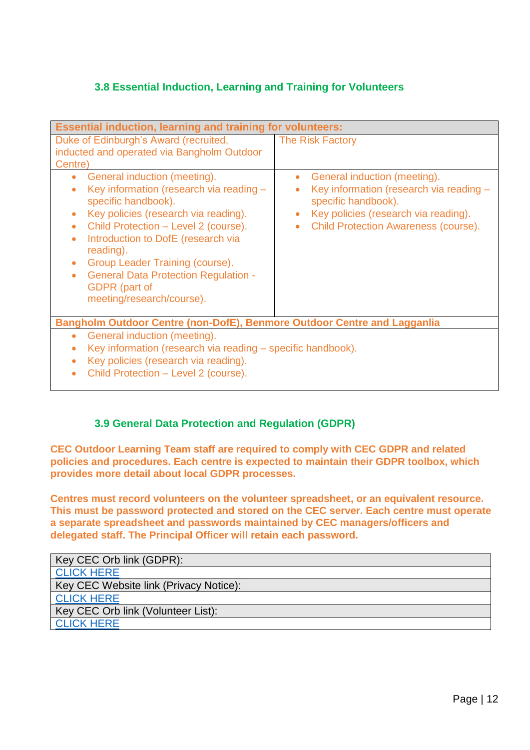### 3.8 Essential Induction, Learning and Training for Volunteers

| Essential induction, learning and training for volunteers: | |
|---|---|
| Duke of Edinburgh's Award (recruited, inducted and operated via Bangholm Outdoor Centre) | The Risk Factory |
| • General induction (meeting).<br>• Key information (research via reading – specific handbook).<br>• Key policies (research via reading).<br>• Child Protection – Level 2 (course).<br>• Introduction to DofE (research via reading).<br>• Group Leader Training (course).<br>• General Data Protection Regulation - GDPR (part of meeting/research/course). | • General induction (meeting).<br>• Key information (research via reading – specific handbook).<br>• Key policies (research via reading).<br>• Child Protection Awareness (course). |
| **Bangholm Outdoor Centre (non-DofE), Benmore Outdoor Centre and Lagganlia** | |
| • General induction (meeting).<br>• Key information (research via reading – specific handbook).<br>• Key policies (research via reading).<br>• Child Protection – Level 2 (course). | |

### 3.9 General Data Protection and Regulation (GDPR)

**CEC Outdoor Learning Team staff are required to comply with CEC GDPR and related policies and procedures. Each centre is expected to maintain their GDPR toolbox, which provides more detail about local GDPR processes.**

**Centres must record volunteers on the volunteer spreadsheet, or an equivalent resource. This must be password protected and stored on the CEC server. Each centre must operate a separate spreadsheet and passwords maintained by CEC managers/officers and delegated staff. The Principal Officer will retain each password.**

| Key CEC Orb link (GDPR): |
|---|
| CLICK HERE |
| Key CEC Website link (Privacy Notice): |
| CLICK HERE |
| Key CEC Orb link (Volunteer List): |
| CLICK HERE |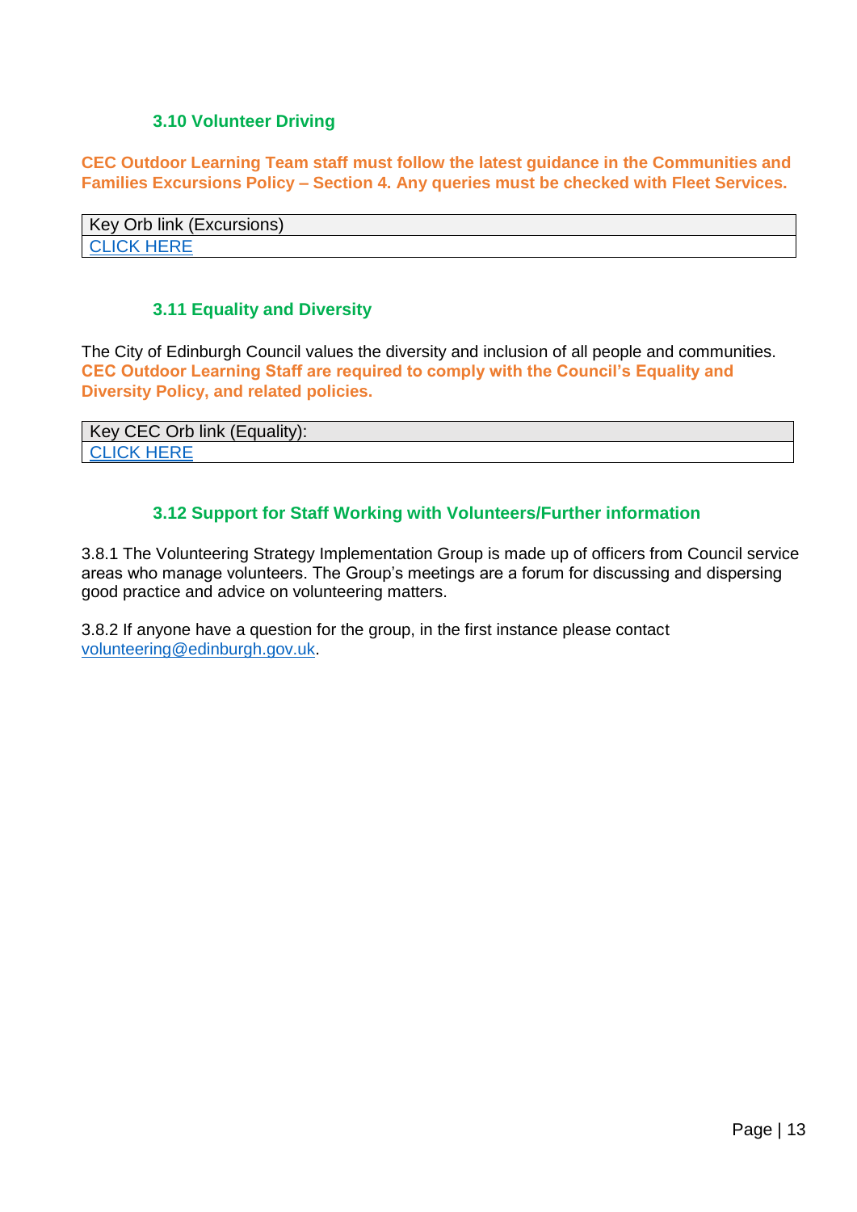### 3.10 Volunteer Driving

**CEC Outdoor Learning Team staff must follow the latest guidance in the Communities and Families Excursions Policy – Section 4. Any queries must be checked with Fleet Services.**

| Key Orb link (Excursions) |
|---|
| CLICK HERE |

### 3.11 Equality and Diversity

The City of Edinburgh Council values the diversity and inclusion of all people and communities. **CEC Outdoor Learning Staff are required to comply with the Council's Equality and Diversity Policy, and related policies.**

| Key CEC Orb link (Equality): |
|---|
| CLICK HERE |

### 3.12 Support for Staff Working with Volunteers/Further information

3.8.1 The Volunteering Strategy Implementation Group is made up of officers from Council service areas who manage volunteers. The Group's meetings are a forum for discussing and dispersing good practice and advice on volunteering matters.

3.8.2 If anyone have a question for the group, in the first instance please contact volunteering@edinburgh.gov.uk.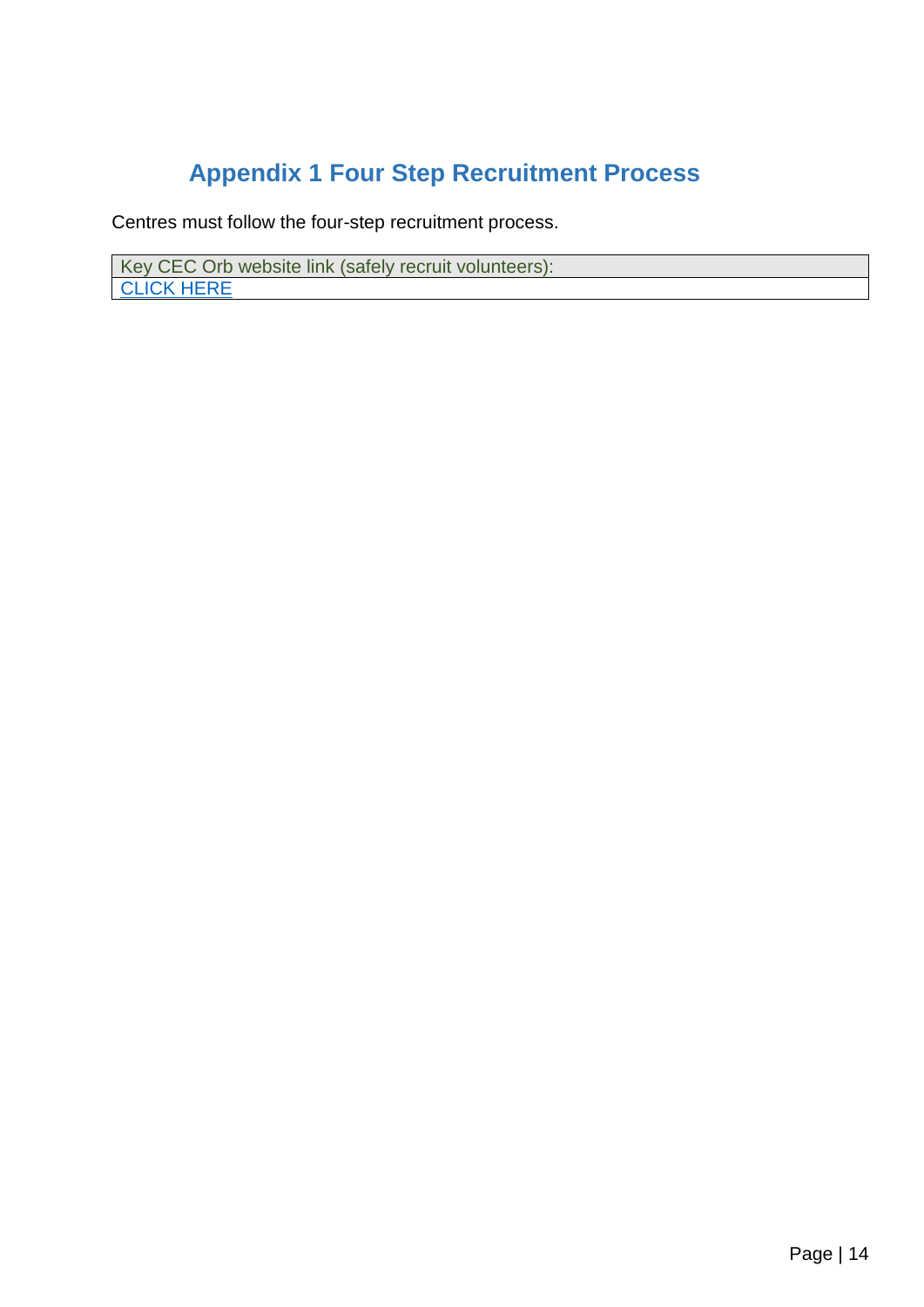# Appendix 1 Four Step Recruitment Process

Centres must follow the four-step recruitment process.

| Key CEC Orb website link (safely recruit volunteers): |
| --- |
| CLICK HERE |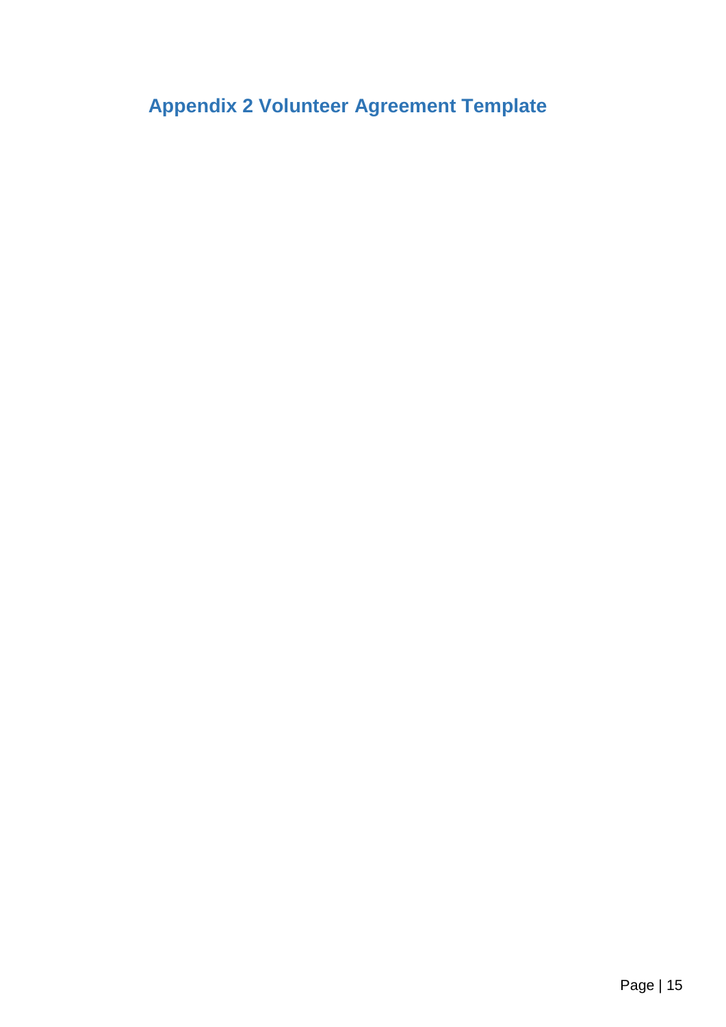## Appendix 2 Volunteer Agreement Template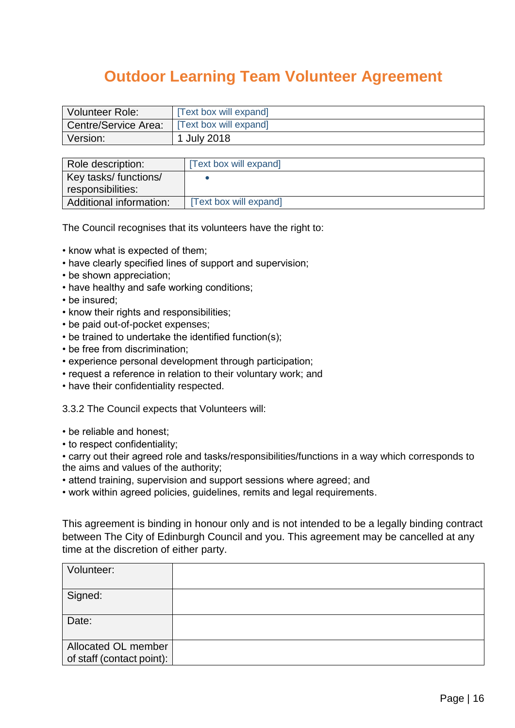# Outdoor Learning Team Volunteer Agreement

| | |
|---|---|
| Volunteer Role: | [Text box will expand] |
| Centre/Service Area: | [Text box will expand] |
| Version: | 1 July 2018 |

| | |
|---|---|
| Role description: | [Text box will expand] |
| Key tasks/ functions/ responsibilities: | • |
| Additional information: | [Text box will expand] |

The Council recognises that its volunteers have the right to:

• know what is expected of them;
• have clearly specified lines of support and supervision;
• be shown appreciation;
• have healthy and safe working conditions;
• be insured;
• know their rights and responsibilities;
• be paid out-of-pocket expenses;
• be trained to undertake the identified function(s);
• be free from discrimination;
• experience personal development through participation;
• request a reference in relation to their voluntary work; and
• have their confidentiality respected.

3.3.2 The Council expects that Volunteers will:

• be reliable and honest;
• to respect confidentiality;
• carry out their agreed role and tasks/responsibilities/functions in a way which corresponds to the aims and values of the authority;
• attend training, supervision and support sessions where agreed; and
• work within agreed policies, guidelines, remits and legal requirements.

This agreement is binding in honour only and is not intended to be a legally binding contract between The City of Edinburgh Council and you. This agreement may be cancelled at any time at the discretion of either party.

| | |
|---|---|
| Volunteer: | |
| Signed: | |
| Date: | |
| Allocated OL member of staff (contact point): | |